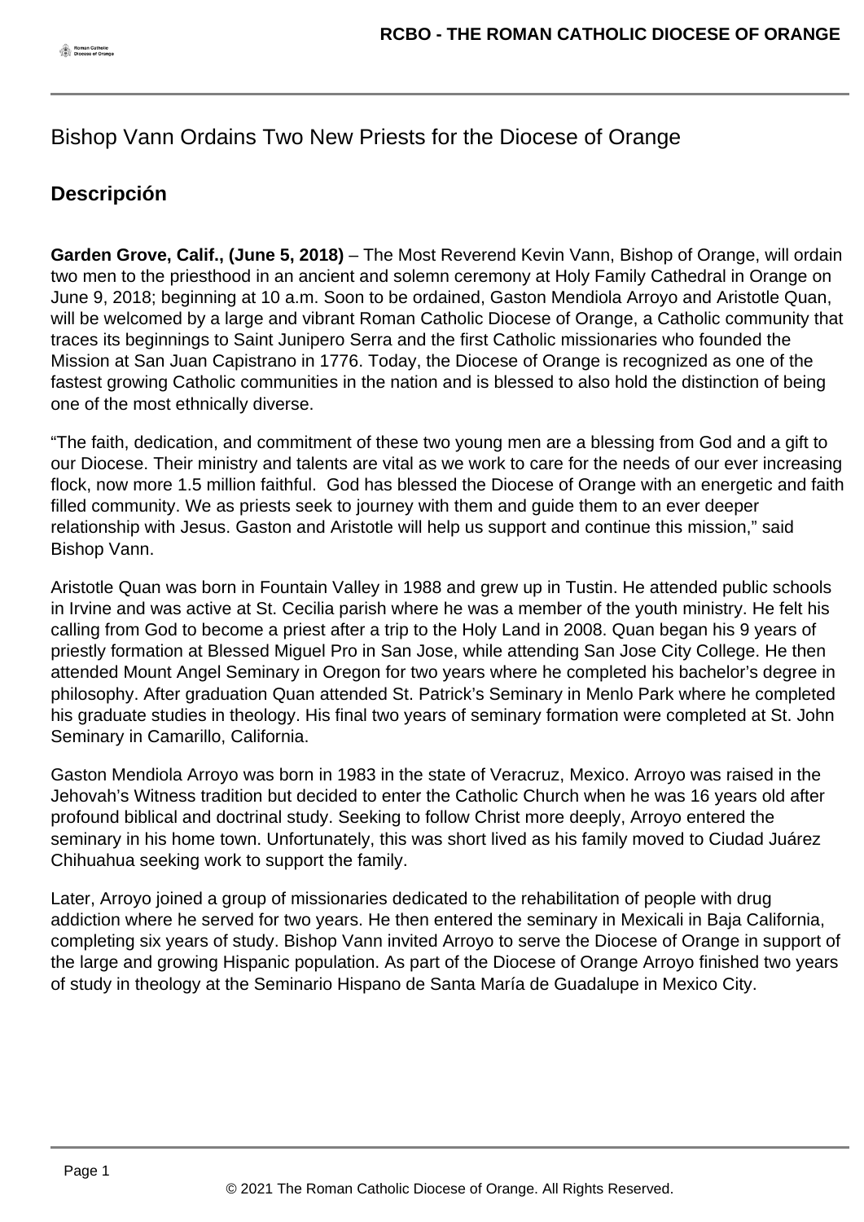# Bishop Vann Ordains Two New Priests for the Diocese of Orange

## Descripción

**Garden Grove, Calif., (June 5, 2018)** – The Most Reverend Kevin Vann, Bishop of Orange, will ordain two men to the priesthood in an ancient and solemn ceremony at Holy Family Cathedral in Orange on June 9, 2018; beginning at 10 a.m. Soon to be ordained, Gaston Mendiola Arroyo and Aristotle Quan, will be welcomed by a large and vibrant Roman Catholic Diocese of Orange, a Catholic community that traces its beginnings to Saint Junipero Serra and the first Catholic missionaries who founded the Mission at San Juan Capistrano in 1776. Today, the Diocese of Orange is recognized as one of the fastest growing Catholic communities in the nation and is blessed to also hold the distinction of being one of the most ethnically diverse.

"The faith, dedication, and commitment of these two young men are a blessing from God and a gift to our Diocese. Their ministry and talents are vital as we work to care for the needs of our ever increasing flock, now more 1.5 million faithful. God has blessed the Diocese of Orange with an energetic and faith filled community. We as priests seek to journey with them and guide them to an ever deeper relationship with Jesus. Gaston and Aristotle will help us support and continue this mission," said Bishop Vann.

Aristotle Quan was born in Fountain Valley in 1988 and grew up in Tustin. He attended public schools in Irvine and was active at St. Cecilia parish where he was a member of the youth ministry. He felt his calling from God to become a priest after a trip to the Holy Land in 2008. Quan began his 9 years of priestly formation at Blessed Miguel Pro in San Jose, while attending San Jose City College. He then attended Mount Angel Seminary in Oregon for two years where he completed his bachelor's degree in philosophy. After graduation Quan attended St. Patrick's Seminary in Menlo Park where he completed his graduate studies in theology. His final two years of seminary formation were completed at St. John Seminary in Camarillo, California.

Gaston Mendiola Arroyo was born in 1983 in the state of Veracruz, Mexico. Arroyo was raised in the Jehovah's Witness tradition but decided to enter the Catholic Church when he was 16 years old after profound biblical and doctrinal study. Seeking to follow Christ more deeply, Arroyo entered the seminary in his home town. Unfortunately, this was short lived as his family moved to Ciudad Juárez Chihuahua seeking work to support the family.

Later, Arroyo joined a group of missionaries dedicated to the rehabilitation of people with drug addiction where he served for two years. He then entered the seminary in Mexicali in Baja California, completing six years of study. Bishop Vann invited Arroyo to serve the Diocese of Orange in support of the large and growing Hispanic population. As part of the Diocese of Orange Arroyo finished two years of study in theology at the Seminario Hispano de Santa María de Guadalupe in Mexico City.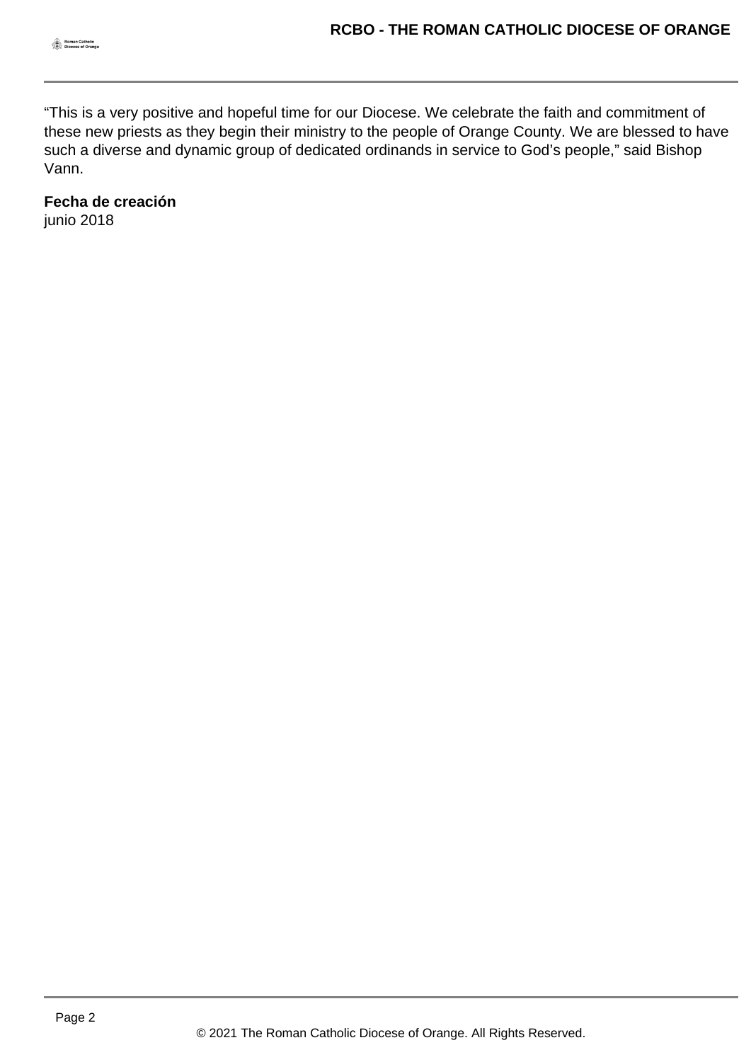“This is a very positive and hopeful time for our Diocese. We celebrate the faith and commitment of these new priests as they begin their ministry to the people of Orange County. We are blessed to have such a diverse and dynamic group of dedicated ordinands in service to God’s people,” said Bishop Vann.

**Fecha de creación**
junio 2018